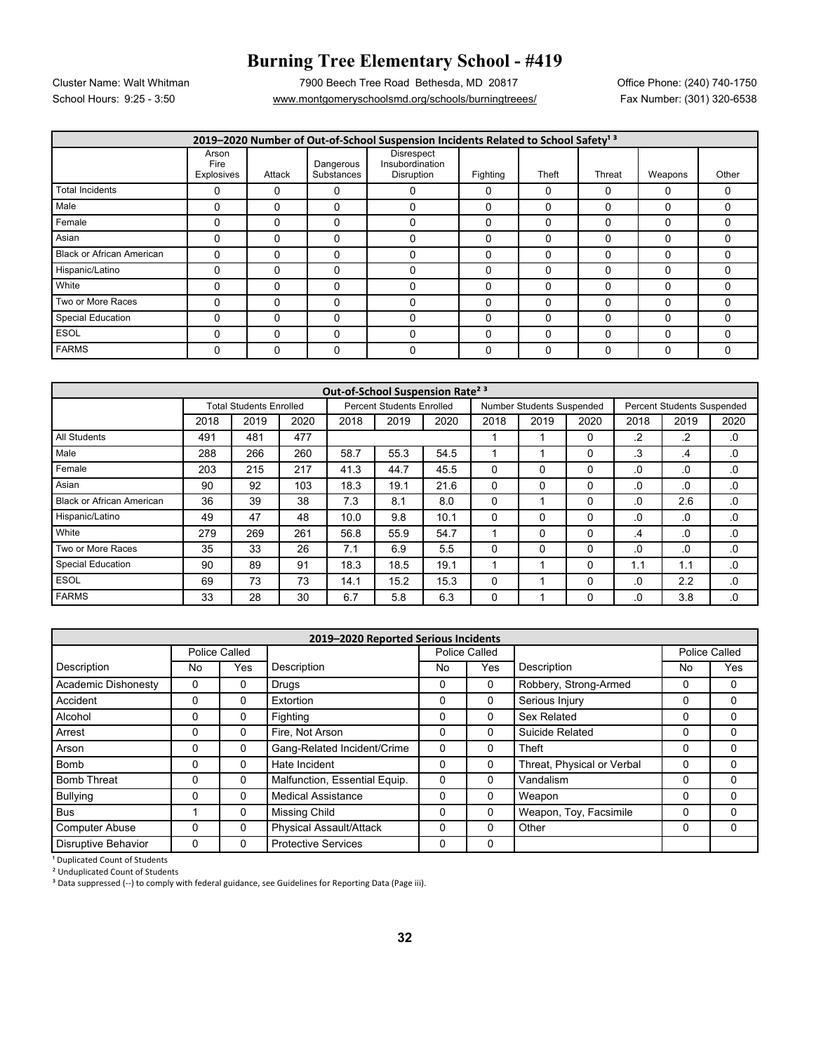# Burning Tree Elementary School - #419

Cluster Name: Walt Whitman
7900 Beech Tree Road Bethesda, MD 20817
Office Phone: (240) 740-1750
School Hours: 9:25 - 3:50
www.montgomeryschoolsmd.org/schools/burningtreees/
Fax Number: (301) 320-6538

| 2019–2020 Number of Out-of-School Suspension Incidents Related to School Safety[1 3] | Arson Fire Explosives | Attack | Dangerous Substances | Disrespect Insubordination Disruption | Fighting | Theft | Threat | Weapons | Other |
|---|---|---|---|---|---|---|---|---|---|
| Total Incidents | 0 | 0 | 0 | 0 | 0 | 0 | 0 | 0 | 0 |
| Male | 0 | 0 | 0 | 0 | 0 | 0 | 0 | 0 | 0 |
| Female | 0 | 0 | 0 | 0 | 0 | 0 | 0 | 0 | 0 |
| Asian | 0 | 0 | 0 | 0 | 0 | 0 | 0 | 0 | 0 |
| Black or African American | 0 | 0 | 0 | 0 | 0 | 0 | 0 | 0 | 0 |
| Hispanic/Latino | 0 | 0 | 0 | 0 | 0 | 0 | 0 | 0 | 0 |
| White | 0 | 0 | 0 | 0 | 0 | 0 | 0 | 0 | 0 |
| Two or More Races | 0 | 0 | 0 | 0 | 0 | 0 | 0 | 0 | 0 |
| Special Education | 0 | 0 | 0 | 0 | 0 | 0 | 0 | 0 | 0 |
| ESOL | 0 | 0 | 0 | 0 | 0 | 0 | 0 | 0 | 0 |
| FARMS | 0 | 0 | 0 | 0 | 0 | 0 | 0 | 0 | 0 |

| Out-of-School Suspension Rate[2 3] | Total Students Enrolled | | | Percent Students Enrolled | | | Number Students Suspended | | | Percent Students Suspended | | |
|---|---|---|---|---|---|---|---|---|---|---|---|---|
| | 2018 | 2019 | 2020 | 2018 | 2019 | 2020 | 2018 | 2019 | 2020 | 2018 | 2019 | 2020 |
| All Students | 491 | 481 | 477 | | | | 1 | 1 | 0 | .2 | .2 | .0 |
| Male | 288 | 266 | 260 | 58.7 | 55.3 | 54.5 | 1 | 1 | 0 | .3 | .4 | .0 |
| Female | 203 | 215 | 217 | 41.3 | 44.7 | 45.5 | 0 | 0 | 0 | .0 | .0 | .0 |
| Asian | 90 | 92 | 103 | 18.3 | 19.1 | 21.6 | 0 | 0 | 0 | .0 | .0 | .0 |
| Black or African American | 36 | 39 | 38 | 7.3 | 8.1 | 8.0 | 0 | 1 | 0 | .0 | 2.6 | .0 |
| Hispanic/Latino | 49 | 47 | 48 | 10.0 | 9.8 | 10.1 | 0 | 0 | 0 | .0 | .0 | .0 |
| White | 279 | 269 | 261 | 56.8 | 55.9 | 54.7 | 1 | 0 | 0 | .4 | .0 | .0 |
| Two or More Races | 35 | 33 | 26 | 7.1 | 6.9 | 5.5 | 0 | 0 | 0 | .0 | .0 | .0 |
| Special Education | 90 | 89 | 91 | 18.3 | 18.5 | 19.1 | 1 | 1 | 0 | 1.1 | 1.1 | .0 |
| ESOL | 69 | 73 | 73 | 14.1 | 15.2 | 15.3 | 0 | 1 | 0 | .0 | 2.2 | .0 |
| FARMS | 33 | 28 | 30 | 6.7 | 5.8 | 6.3 | 0 | 1 | 0 | .0 | 3.8 | .0 |

| 2019–2020 Reported Serious Incidents | Police Called | | | Police Called | | | Police Called | |
|---|---|---|---|---|---|---|---|---|
| Description | No | Yes | Description | No | Yes | Description | No | Yes |
| Academic Dishonesty | 0 | 0 | Drugs | 0 | 0 | Robbery, Strong-Armed | 0 | 0 |
| Accident | 0 | 0 | Extortion | 0 | 0 | Serious Injury | 0 | 0 |
| Alcohol | 0 | 0 | Fighting | 0 | 0 | Sex Related | 0 | 0 |
| Arrest | 0 | 0 | Fire, Not Arson | 0 | 0 | Suicide Related | 0 | 0 |
| Arson | 0 | 0 | Gang-Related Incident/Crime | 0 | 0 | Theft | 0 | 0 |
| Bomb | 0 | 0 | Hate Incident | 0 | 0 | Threat, Physical or Verbal | 0 | 0 |
| Bomb Threat | 0 | 0 | Malfunction, Essential Equip. | 0 | 0 | Vandalism | 0 | 0 |
| Bullying | 0 | 0 | Medical Assistance | 0 | 0 | Weapon | 0 | 0 |
| Bus | 1 | 0 | Missing Child | 0 | 0 | Weapon, Toy, Facsimile | 0 | 0 |
| Computer Abuse | 0 | 0 | Physical Assault/Attack | 0 | 0 | Other | 0 | 0 |
| Disruptive Behavior | 0 | 0 | Protective Services | 0 | 0 | | | |

[1] Duplicated Count of Students
[2] Unduplicated Count of Students
[3] Data suppressed (--) to comply with federal guidance, see Guidelines for Reporting Data (Page iii).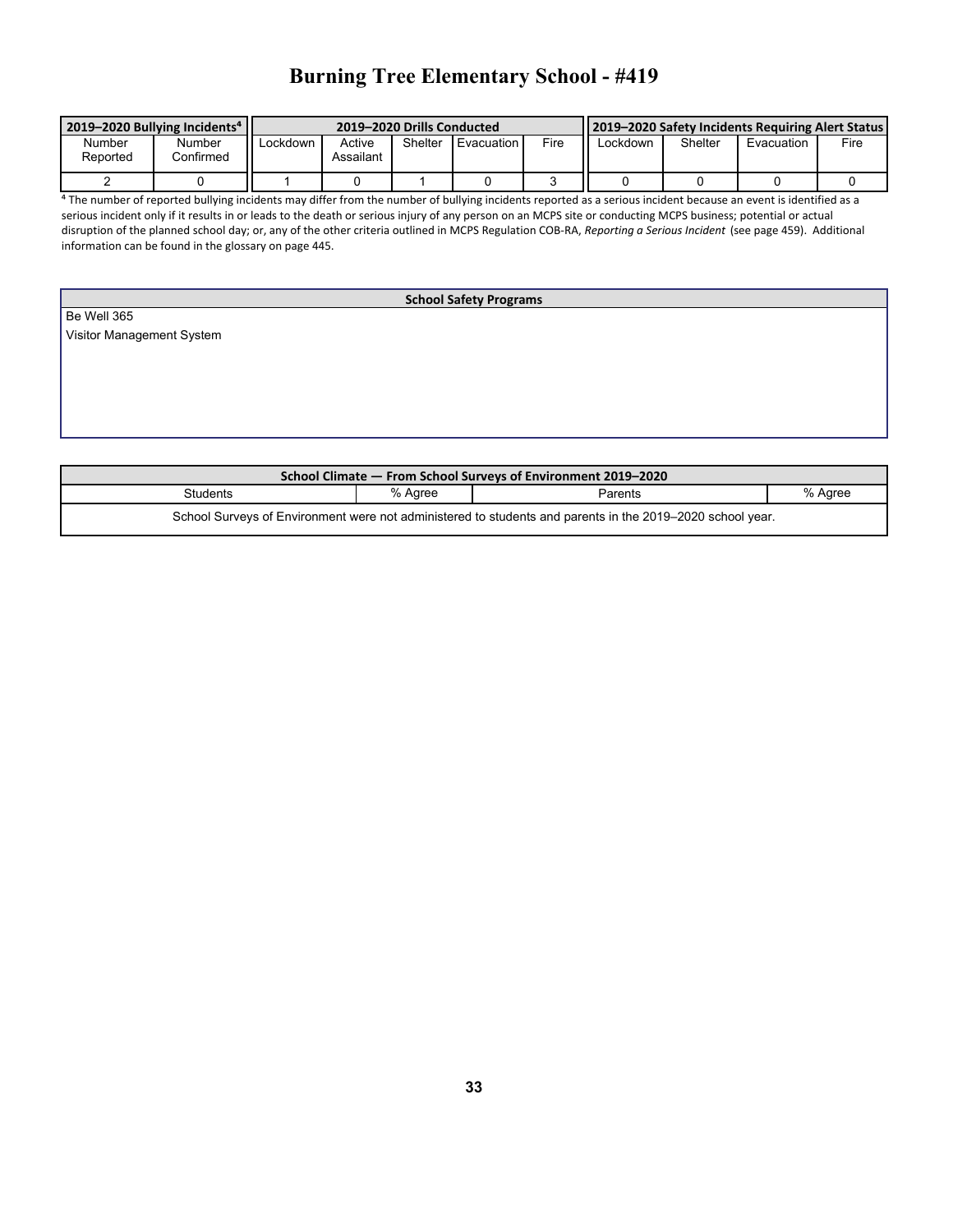# Burning Tree Elementary School - #419

| 2019–2020 Bullying Incidents[4] | | 2019–2020 Drills Conducted | | | | | 2019–2020 Safety Incidents Requiring Alert Status | | | |
|---|---|---|---|---|---|---|---|---|---|---|
| Number Reported | Number Confirmed | Lockdown | Active Assailant | Shelter | Evacuation | Fire | Lockdown | Shelter | Evacuation | Fire |
| 2 | 0 | 1 | 0 | 1 | 0 | 3 | 0 | 0 | 0 | 0 |

[4] The number of reported bullying incidents may differ from the number of bullying incidents reported as a serious incident because an event is identified as a serious incident only if it results in or leads to the death or serious injury of any person on an MCPS site or conducting MCPS business; potential or actual disruption of the planned school day; or, any of the other criteria outlined in MCPS Regulation COB-RA, *Reporting a Serious Incident* (see page 459). Additional information can be found in the glossary on page 445.

| School Safety Programs |
|---|
| Be Well 365 |
| Visitor Management System |

| School Climate — From School Surveys of Environment 2019–2020 | | | |
|---|---|---|---|
| Students | % Agree | Parents | % Agree |
| School Surveys of Environment were not administered to students and parents in the 2019–2020 school year. | | | |